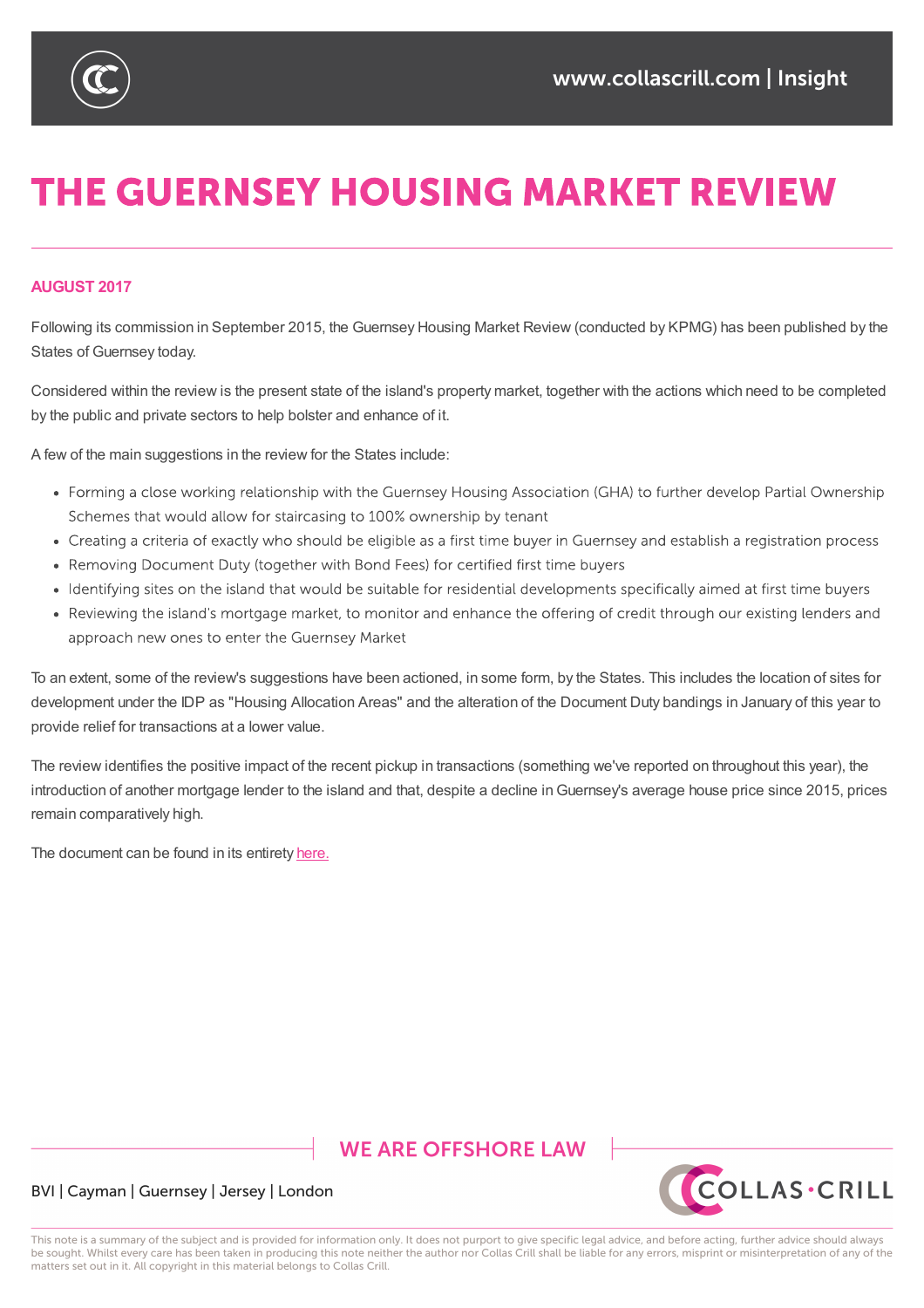# THE GUERNSEY HOUSING MARKET REVIEW

**AUGUST 2017**

Following its commission in September 2015, the Guernsey Housing Market Review (conducted by KPMG) has been published by the States of Guernsey today.

Considered within the review is the present state of the island's property market, together with the actions which need to be completed by the public and private sectors to help bolster and enhance of it.

A few of the main suggestions in the review for the States include:

- Forming a close working relationship with the Guernsey Housing Association (GHA) to further develop Partial Ownership Schemes that would allow for staircasing to 100% ownership by tenant
- Creating a criteria of exactly who should be eligible as a first time buyer in Guernsey and establish a registration process
- Removing Document Duty (together with Bond Fees) for certified first time buyers
- Identifying sites on the island that would be suitable for residential developments specifically aimed at first time buyers
- Reviewing the island's mortgage market, to monitor and enhance the offering of credit through our existing lenders and approach new ones to enter the Guernsey Market

To an extent, some of the review's suggestions have been actioned, in some form, by the States. This includes the location of sites for development under the IDP as "Housing Allocation Areas" and the alteration of the Document Duty bandings in January of this year to provide relief for transactions at a lower value.

The review identifies the positive impact of the recent pickup in transactions (something we've reported on throughout this year), the introduction of another mortgage lender to the island and that, despite a decline in Guernsey's average house price since 2015, prices remain comparatively high.

The document can be found in its entirety here.

WE ARE OFFSHORE LAW

BVI | Cayman | Guernsey | Jersey | London

This note is a summary of the subject and is provided for information only. It does not purport to give specific legal advice, and before acting, further advice should always be sought. Whilst every care has been taken in producing this note neither the author nor Collas Crill shall be liable for any errors, misprint or misinterpretation of any of the matters set out in it. All copyright in this material belongs to Collas Crill.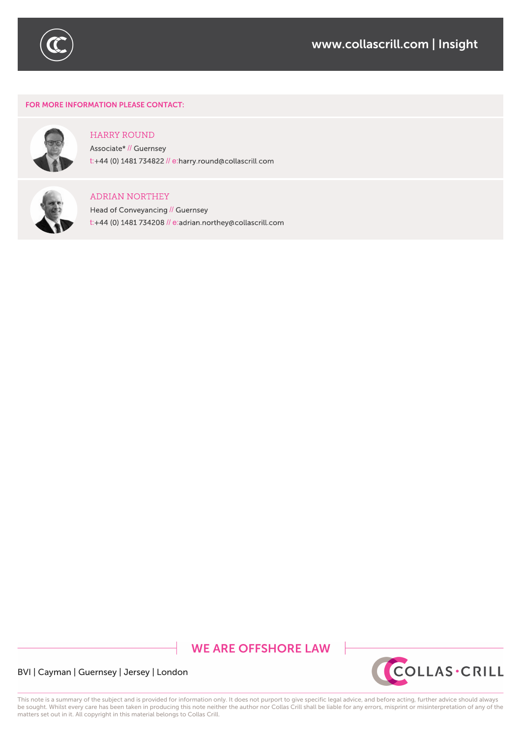FOR MORE INFORMATION PLEASE CONTACT:

HARRY ROUND
Associate* // Guernsey
t:+44 (0) 1481 734822 // e:harry.round@collascrill.com

ADRIAN NORTHEY
Head of Conveyancing // Guernsey
t:+44 (0) 1481 734208 // e:adrian.northey@collascrill.com

WE ARE OFFSHORE LAW

BVI | Cayman | Guernsey | Jersey | London

This note is a summary of the subject and is provided for information only. It does not purport to give specific legal advice, and before acting, further advice should always be sought. Whilst every care has been taken in producing this note neither the author nor Collas Crill shall be liable for any errors, misprint or misinterpretation of any of the matters set out in it. All copyright in this material belongs to Collas Crill.